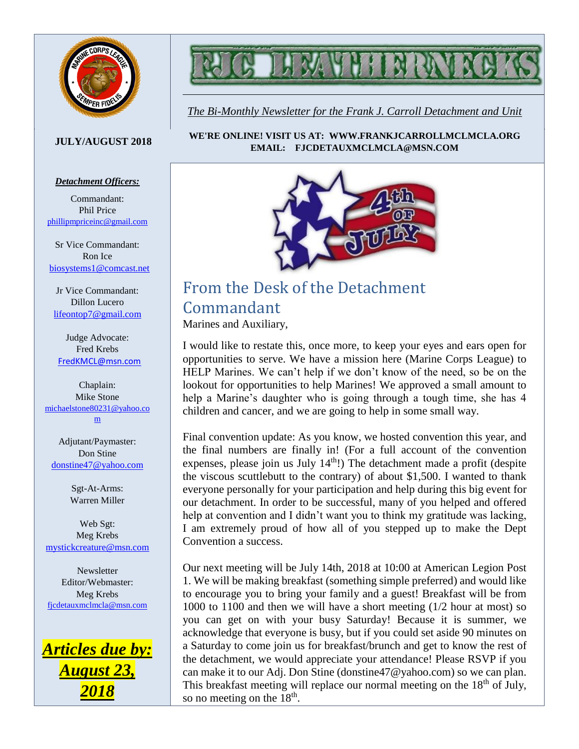# FJC LEATHERNECKS

*The Bi-Monthly Newsletter for the Frank J. Carroll Detachment and Unit*

**JULY/AUGUST 2018**

**WE'RE ONLINE! VISIT US AT: WWW.FRANKJCARROLLMCLMCLA.ORG**
**EMAIL: FJCDETAUXMCLMCLA@MSN.COM**

***Detachment Officers:***

Commandant:
Phil Price
phillipmpriceinc@gmail.com

Sr Vice Commandant:
Ron Ice
biosystems1@comcast.net

Jr Vice Commandant:
Dillon Lucero
lifeontop7@gmail.com

Judge Advocate:
Fred Krebs
FredKMCL@msn.com

Chaplain:
Mike Stone
michaelstone80231@yahoo.com

Adjutant/Paymaster:
Don Stine
donstine47@yahoo.com

Sgt-At-Arms:
Warren Miller

Web Sgt:
Meg Krebs
mystickcreature@msn.com

Newsletter Editor/Webmaster:
Meg Krebs
fjcdetauxmclmcla@msn.com

***Articles due by: August 23, 2018***

## From the Desk of the Detachment Commandant

Marines and Auxiliary,

I would like to restate this, once more, to keep your eyes and ears open for opportunities to serve. We have a mission here (Marine Corps League) to HELP Marines. We can't help if we don't know of the need, so be on the lookout for opportunities to help Marines! We approved a small amount to help a Marine's daughter who is going through a tough time, she has 4 children and cancer, and we are going to help in some small way.

Final convention update: As you know, we hosted convention this year, and the final numbers are finally in! (For a full account of the convention expenses, please join us July 14th!) The detachment made a profit (despite the viscous scuttlebutt to the contrary) of about $1,500. I wanted to thank everyone personally for your participation and help during this big event for our detachment. In order to be successful, many of you helped and offered help at convention and I didn't want you to think my gratitude was lacking, I am extremely proud of how all of you stepped up to make the Dept Convention a success.

Our next meeting will be July 14th, 2018 at 10:00 at American Legion Post 1. We will be making breakfast (something simple preferred) and would like to encourage you to bring your family and a guest! Breakfast will be from 1000 to 1100 and then we will have a short meeting (1/2 hour at most) so you can get on with your busy Saturday! Because it is summer, we acknowledge that everyone is busy, but if you could set aside 90 minutes on a Saturday to come join us for breakfast/brunch and get to know the rest of the detachment, we would appreciate your attendance! Please RSVP if you can make it to our Adj. Don Stine (donstine47@yahoo.com) so we can plan. This breakfast meeting will replace our normal meeting on the 18th of July, so no meeting on the 18th.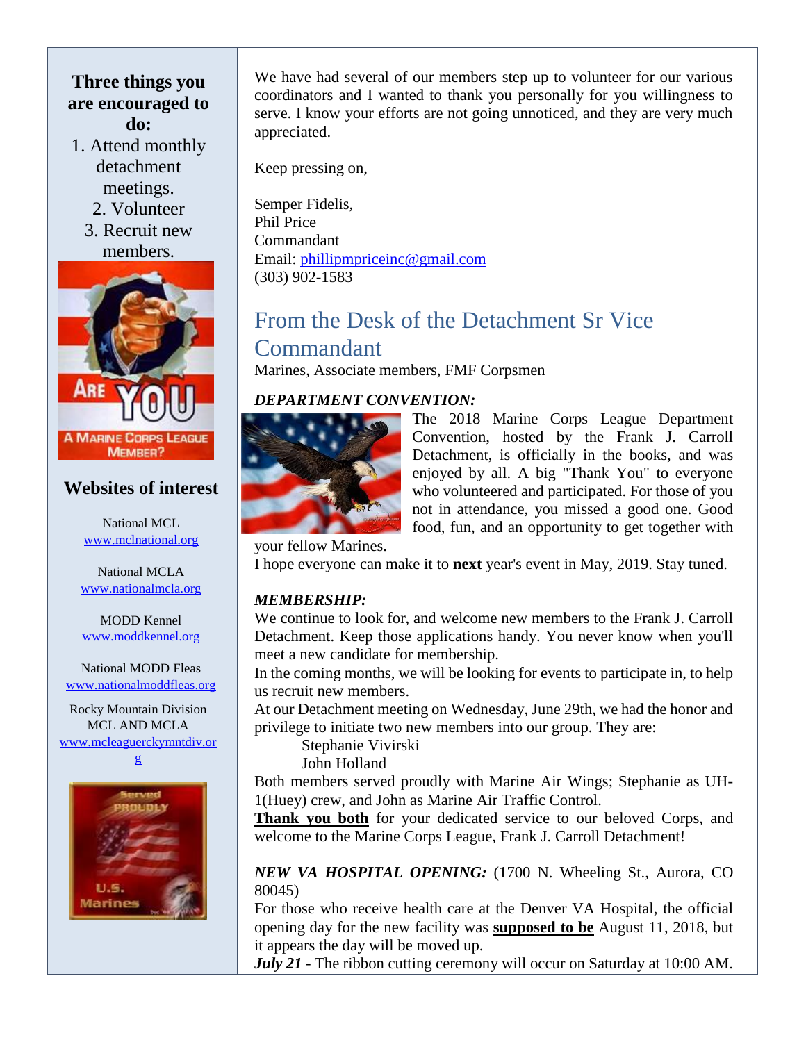**Three things you are encouraged to do:**

1. Attend monthly detachment meetings.
2. Volunteer
3. Recruit new members.

## Websites of interest

National MCL
www.mclnational.org

National MCLA
www.nationalmcla.org

MODD Kennel
www.moddkennel.org

National MODD Fleas
www.nationalmoddfleas.org

Rocky Mountain Division MCL AND MCLA
www.mcleaguerckymntdiv.org

We have had several of our members step up to volunteer for our various coordinators and I wanted to thank you personally for you willingness to serve. I know your efforts are not going unnoticed, and they are very much appreciated.

Keep pressing on,

Semper Fidelis,
Phil Price
Commandant
Email: phillipmpriceinc@gmail.com
(303) 902-1583

## From the Desk of the Detachment Sr Vice Commandant

Marines, Associate members, FMF Corpsmen

***DEPARTMENT CONVENTION:***

The 2018 Marine Corps League Department Convention, hosted by the Frank J. Carroll Detachment, is officially in the books, and was enjoyed by all. A big "Thank You" to everyone who volunteered and participated. For those of you not in attendance, you missed a good one. Good food, fun, and an opportunity to get together with your fellow Marines.
I hope everyone can make it to **next** year's event in May, 2019. Stay tuned.

***MEMBERSHIP:***

We continue to look for, and welcome new members to the Frank J. Carroll Detachment. Keep those applications handy. You never know when you'll meet a new candidate for membership.
In the coming months, we will be looking for events to participate in, to help us recruit new members.
At our Detachment meeting on Wednesday, June 29th, we had the honor and privilege to initiate two new members into our group. They are:

Stephanie Vivirski
John Holland

Both members served proudly with Marine Air Wings; Stephanie as UH-1(Huey) crew, and John as Marine Air Traffic Control.
**Thank you both** for your dedicated service to our beloved Corps, and welcome to the Marine Corps League, Frank J. Carroll Detachment!

***NEW VA HOSPITAL OPENING:*** (1700 N. Wheeling St., Aurora, CO 80045)
For those who receive health care at the Denver VA Hospital, the official opening day for the new facility was **supposed to be** August 11, 2018, but it appears the day will be moved up.
***July 21*** - The ribbon cutting ceremony will occur on Saturday at 10:00 AM.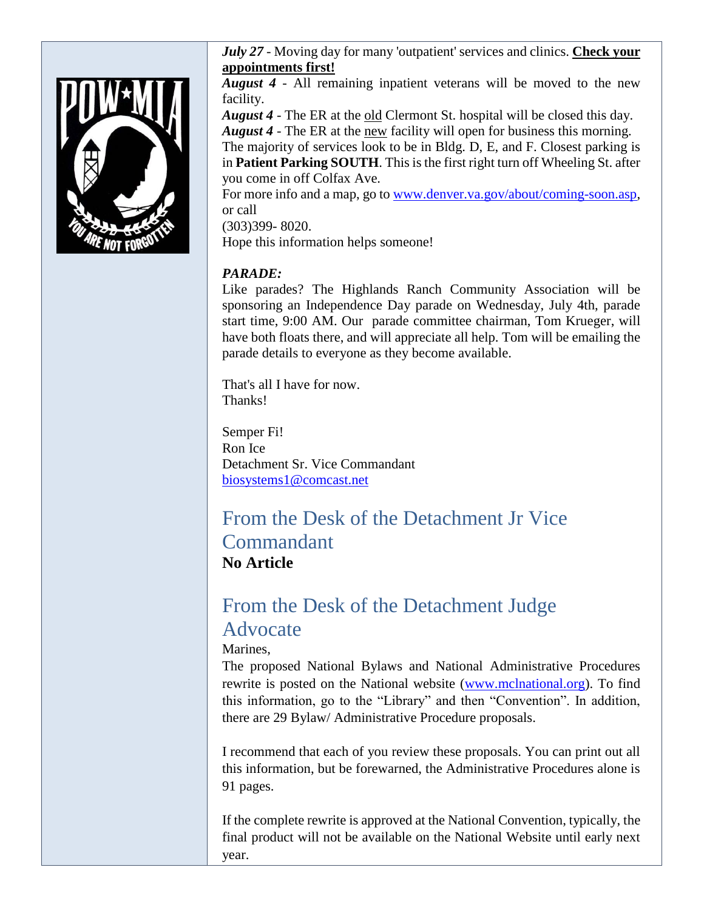***July 27*** - Moving day for many 'outpatient' services and clinics. **Check your appointments first!**

***August 4*** - All remaining inpatient veterans will be moved to the new facility.

***August 4*** - The ER at the old Clermont St. hospital will be closed this day.

***August 4*** - The ER at the new facility will open for business this morning.

The majority of services look to be in Bldg. D, E, and F. Closest parking is in **Patient Parking SOUTH**. This is the first right turn off Wheeling St. after you come in off Colfax Ave.

For more info and a map, go to www.denver.va.gov/about/coming-soon.asp, or call

(303)399- 8020.

Hope this information helps someone!

***PARADE:***

Like parades? The Highlands Ranch Community Association will be sponsoring an Independence Day parade on Wednesday, July 4th, parade start time, 9:00 AM. Our parade committee chairman, Tom Krueger, will have both floats there, and will appreciate all help. Tom will be emailing the parade details to everyone as they become available.

That's all I have for now.
Thanks!

Semper Fi!
Ron Ice
Detachment Sr. Vice Commandant
biosystems1@comcast.net

## From the Desk of the Detachment Jr Vice Commandant

**No Article**

## From the Desk of the Detachment Judge Advocate

Marines,

The proposed National Bylaws and National Administrative Procedures rewrite is posted on the National website (www.mclnational.org). To find this information, go to the "Library" and then "Convention". In addition, there are 29 Bylaw/ Administrative Procedure proposals.

I recommend that each of you review these proposals. You can print out all this information, but be forewarned, the Administrative Procedures alone is 91 pages.

If the complete rewrite is approved at the National Convention, typically, the final product will not be available on the National Website until early next year.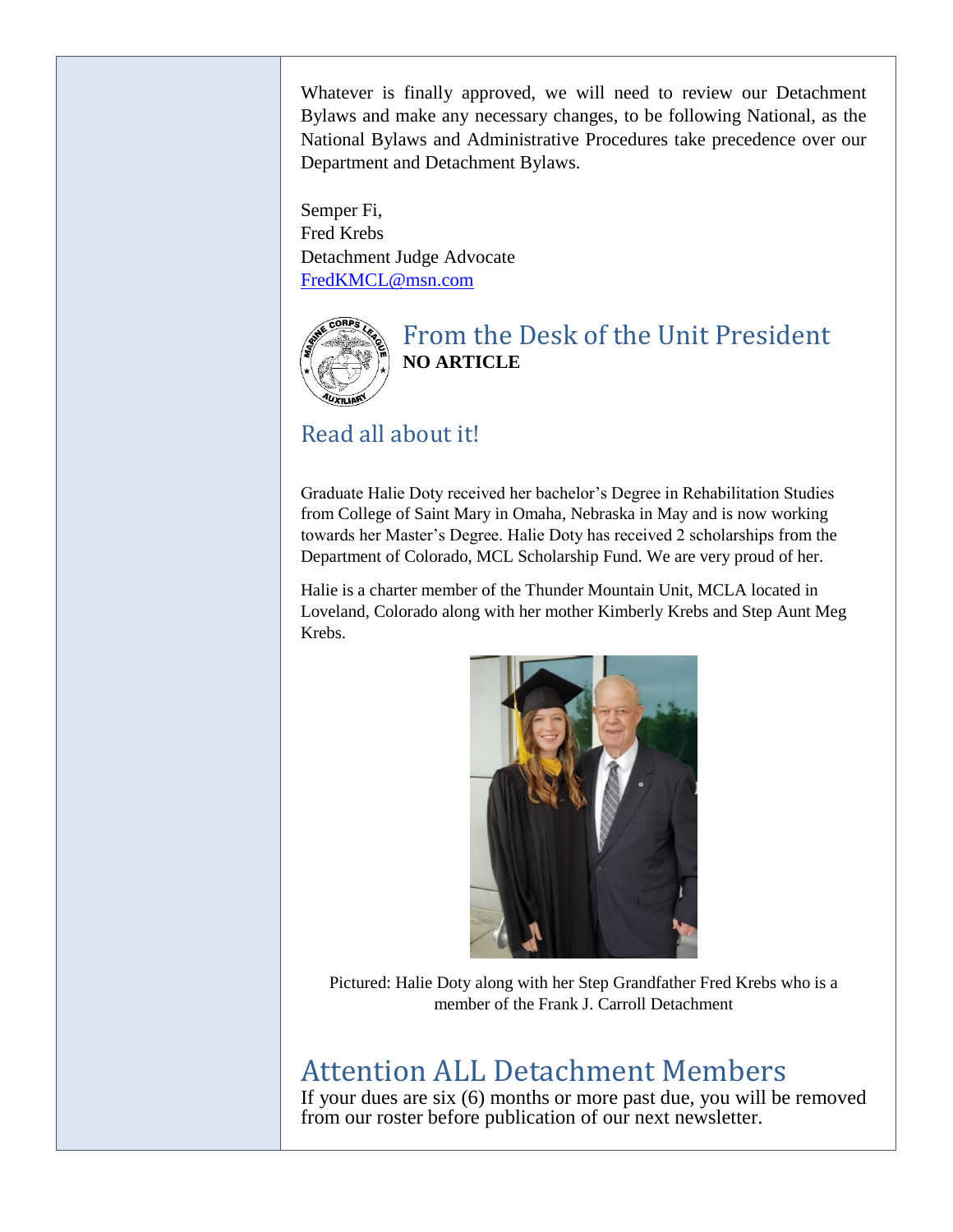Whatever is finally approved, we will need to review our Detachment Bylaws and make any necessary changes, to be following National, as the National Bylaws and Administrative Procedures take precedence over our Department and Detachment Bylaws.

Semper Fi,
Fred Krebs
Detachment Judge Advocate
FredKMCL@msn.com

## From the Desk of the Unit President

**NO ARTICLE**

## Read all about it!

Graduate Halie Doty received her bachelor's Degree in Rehabilitation Studies from College of Saint Mary in Omaha, Nebraska in May and is now working towards her Master's Degree. Halie Doty has received 2 scholarships from the Department of Colorado, MCL Scholarship Fund. We are very proud of her.

Halie is a charter member of the Thunder Mountain Unit, MCLA located in Loveland, Colorado along with her mother Kimberly Krebs and Step Aunt Meg Krebs.

Pictured: Halie Doty along with her Step Grandfather Fred Krebs who is a member of the Frank J. Carroll Detachment

# Attention ALL Detachment Members

If your dues are six (6) months or more past due, you will be removed from our roster before publication of our next newsletter.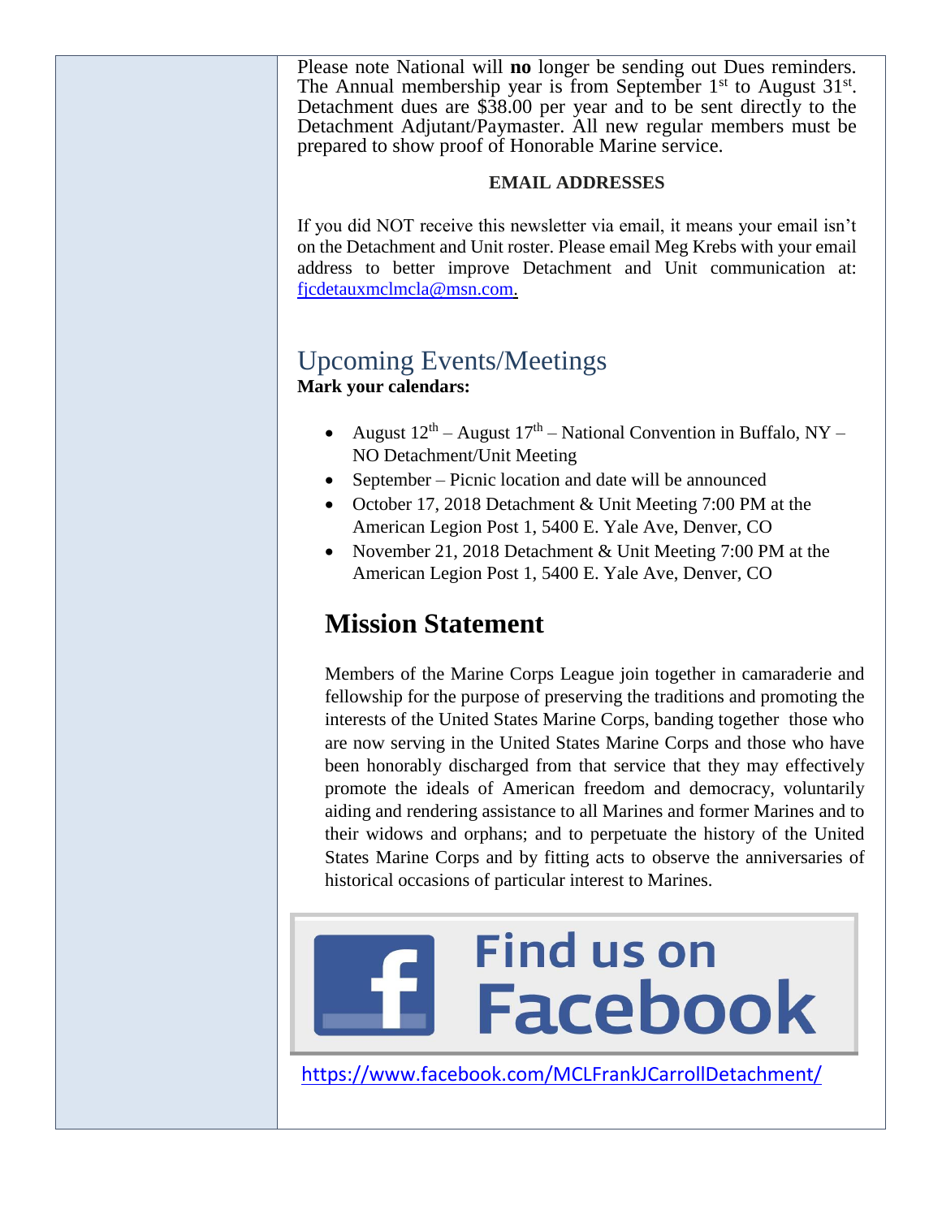Please note National will **no** longer be sending out Dues reminders. The Annual membership year is from September 1st to August 31st. Detachment dues are $38.00 per year and to be sent directly to the Detachment Adjutant/Paymaster. All new regular members must be prepared to show proof of Honorable Marine service.

**EMAIL ADDRESSES**

If you did NOT receive this newsletter via email, it means your email isn't on the Detachment and Unit roster. Please email Meg Krebs with your email address to better improve Detachment and Unit communication at: fjcdetauxmclmcla@msn.com.

## Upcoming Events/Meetings

**Mark your calendars:**

- August 12th – August 17th – National Convention in Buffalo, NY – NO Detachment/Unit Meeting
- September – Picnic location and date will be announced
- October 17, 2018 Detachment & Unit Meeting 7:00 PM at the American Legion Post 1, 5400 E. Yale Ave, Denver, CO
- November 21, 2018 Detachment & Unit Meeting 7:00 PM at the American Legion Post 1, 5400 E. Yale Ave, Denver, CO

## Mission Statement

Members of the Marine Corps League join together in camaraderie and fellowship for the purpose of preserving the traditions and promoting the interests of the United States Marine Corps, banding together those who are now serving in the United States Marine Corps and those who have been honorably discharged from that service that they may effectively promote the ideals of American freedom and democracy, voluntarily aiding and rendering assistance to all Marines and former Marines and to their widows and orphans; and to perpetuate the history of the United States Marine Corps and by fitting acts to observe the anniversaries of historical occasions of particular interest to Marines.

Find us on Facebook

https://www.facebook.com/MCLFrankJCarrollDetachment/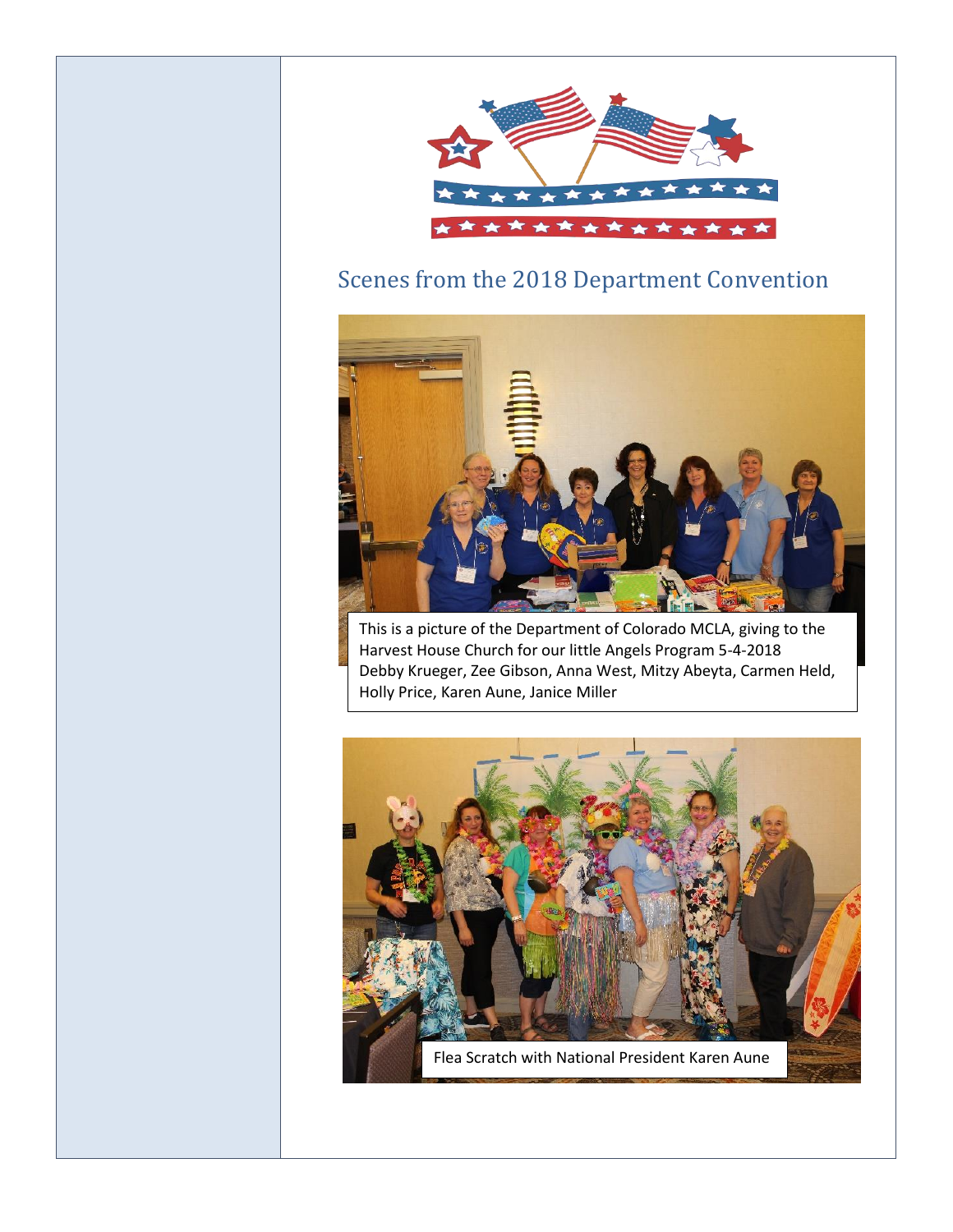## Scenes from the 2018 Department Convention

This is a picture of the Department of Colorado MCLA, giving to the Harvest House Church for our little Angels Program 5-4-2018
Debby Krueger, Zee Gibson, Anna West, Mitzy Abeyta, Carmen Held, Holly Price, Karen Aune, Janice Miller

Flea Scratch with National President Karen Aune